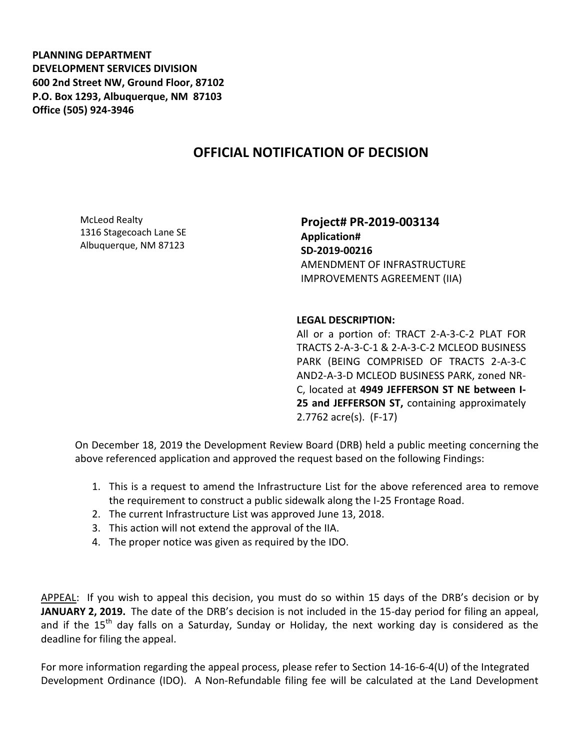**PLANNING DEPARTMENT**
**DEVELOPMENT SERVICES DIVISION**
**600 2nd Street NW, Ground Floor, 87102**
**P.O. Box 1293, Albuquerque, NM 87103**
**Office (505) 924-3946**

# OFFICIAL NOTIFICATION OF DECISION

McLeod Realty
1316 Stagecoach Lane SE
Albuquerque, NM 87123

**Project# PR-2019-003134**
**Application#**
**SD-2019-00216**
AMENDMENT OF INFRASTRUCTURE IMPROVEMENTS AGREEMENT (IIA)

**LEGAL DESCRIPTION:**
All or a portion of: TRACT 2-A-3-C-2 PLAT FOR TRACTS 2-A-3-C-1 & 2-A-3-C-2 MCLEOD BUSINESS PARK (BEING COMPRISED OF TRACTS 2-A-3-C AND2-A-3-D MCLEOD BUSINESS PARK, zoned NR-C, located at **4949 JEFFERSON ST NE between I-25 and JEFFERSON ST,** containing approximately 2.7762 acre(s). (F-17)

On December 18, 2019 the Development Review Board (DRB) held a public meeting concerning the above referenced application and approved the request based on the following Findings:

1. This is a request to amend the Infrastructure List for the above referenced area to remove the requirement to construct a public sidewalk along the I-25 Frontage Road.
2. The current Infrastructure List was approved June 13, 2018.
3. This action will not extend the approval of the IIA.
4. The proper notice was given as required by the IDO.

APPEAL: If you wish to appeal this decision, you must do so within 15 days of the DRB's decision or by **JANUARY 2, 2019.** The date of the DRB's decision is not included in the 15-day period for filing an appeal, and if the 15th day falls on a Saturday, Sunday or Holiday, the next working day is considered as the deadline for filing the appeal.

For more information regarding the appeal process, please refer to Section 14-16-6-4(U) of the Integrated Development Ordinance (IDO). A Non-Refundable filing fee will be calculated at the Land Development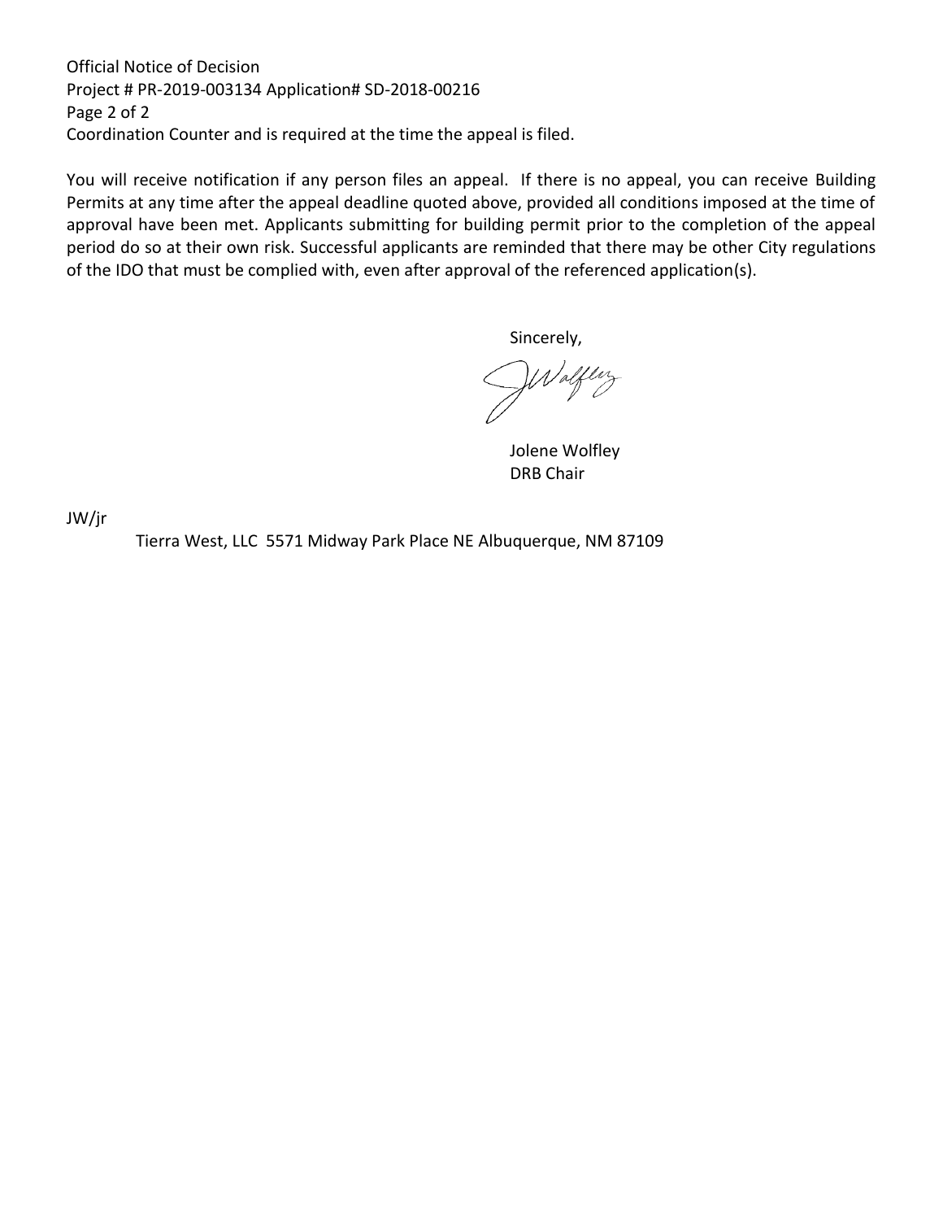Coordination Counter and is required at the time the appeal is filed.

You will receive notification if any person files an appeal. If there is no appeal, you can receive Building Permits at any time after the appeal deadline quoted above, provided all conditions imposed at the time of approval have been met. Applicants submitting for building permit prior to the completion of the appeal period do so at their own risk. Successful applicants are reminded that there may be other City regulations of the IDO that must be complied with, even after approval of the referenced application(s).

Sincerely,

Jolene Wolfley
DRB Chair

JW/jr

Tierra West, LLC 5571 Midway Park Place NE Albuquerque, NM 87109